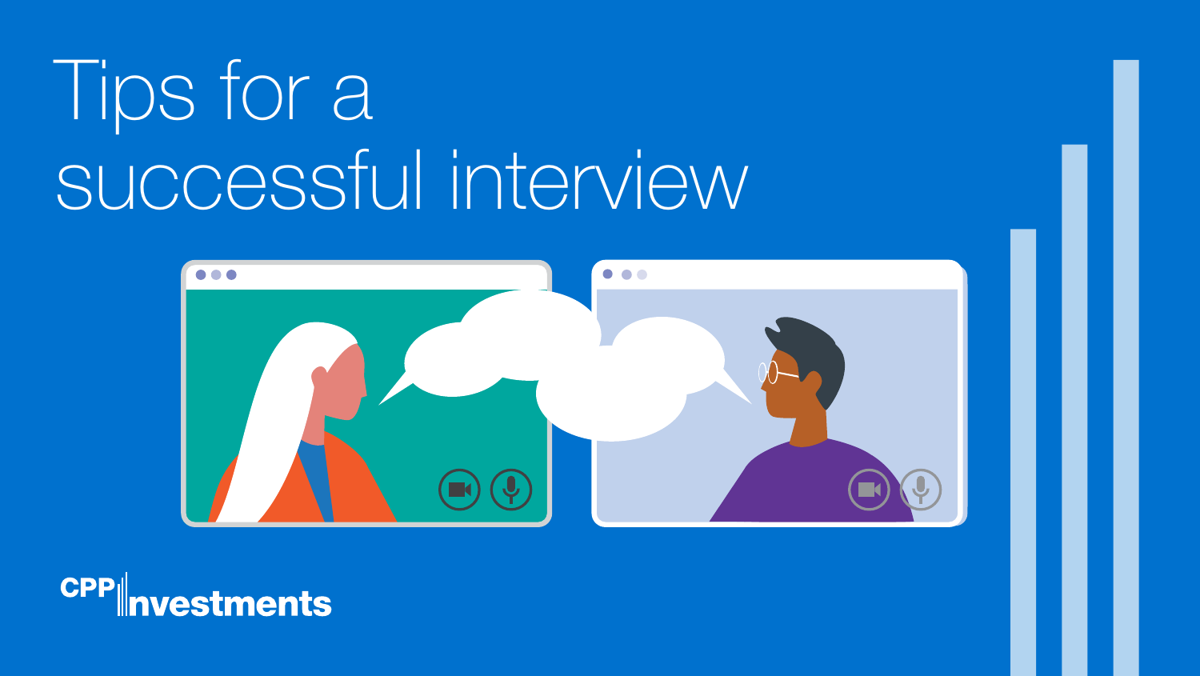# Tips for a successful interview

CPP Investments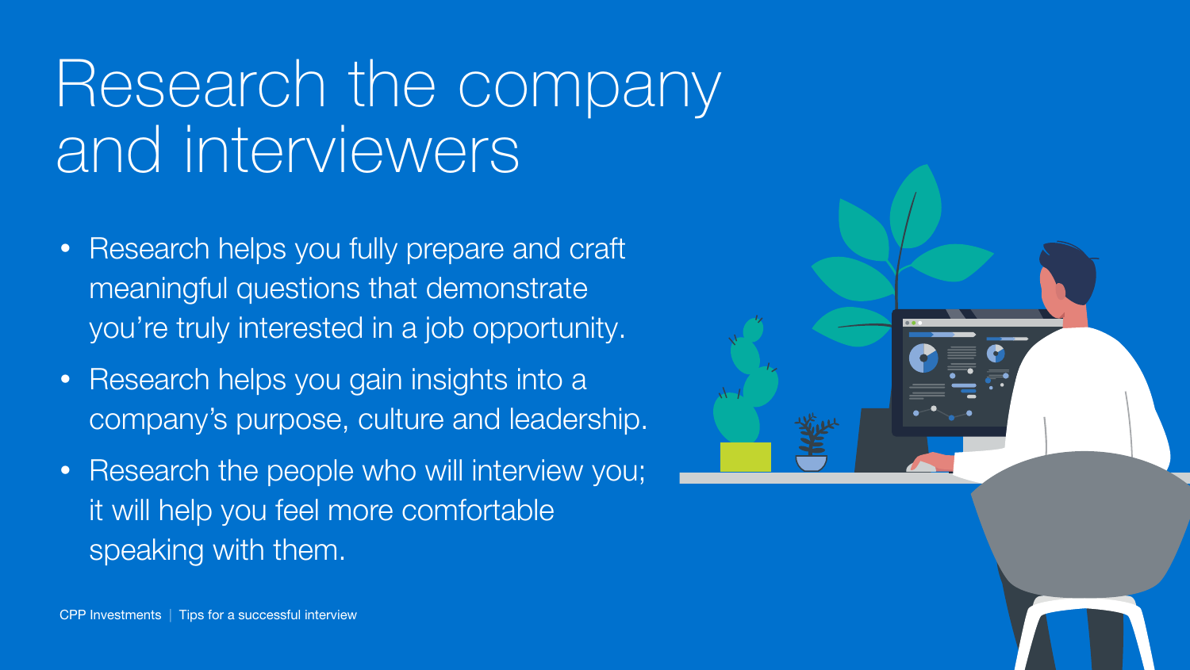# Research the company and interviewers

- Research helps you fully prepare and craft meaningful questions that demonstrate you're truly interested in a job opportunity.
- Research helps you gain insights into a company's purpose, culture and leadership.
- Research the people who will interview you; it will help you feel more comfortable speaking with them.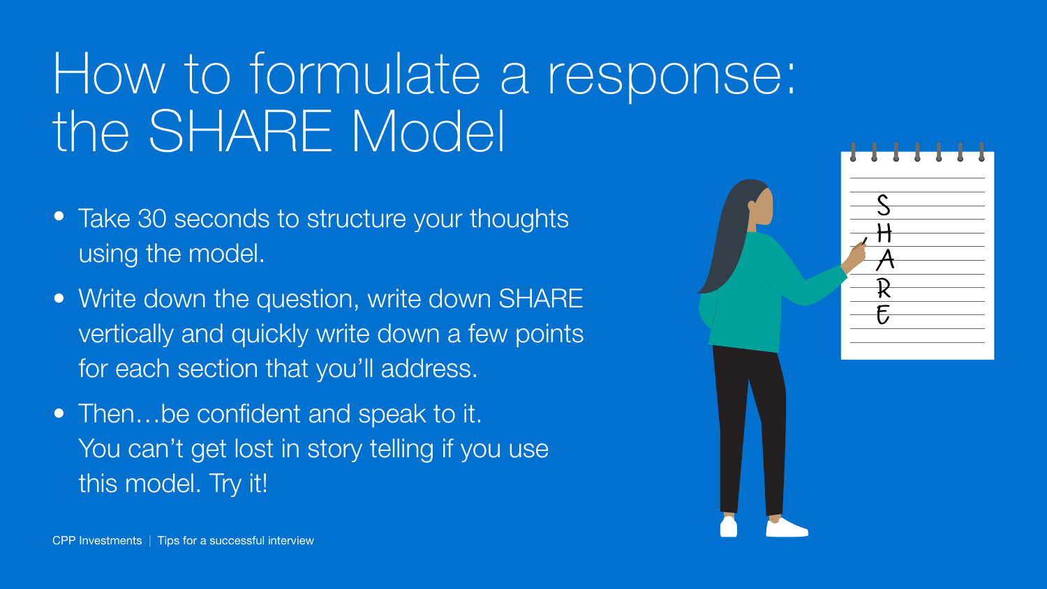# How to formulate a response: the SHARE Model

- Take 30 seconds to structure your thoughts using the model.
- Write down the question, write down SHARE vertically and quickly write down a few points for each section that you'll address.
- Then…be confident and speak to it. You can't get lost in story telling if you use this model. Try it!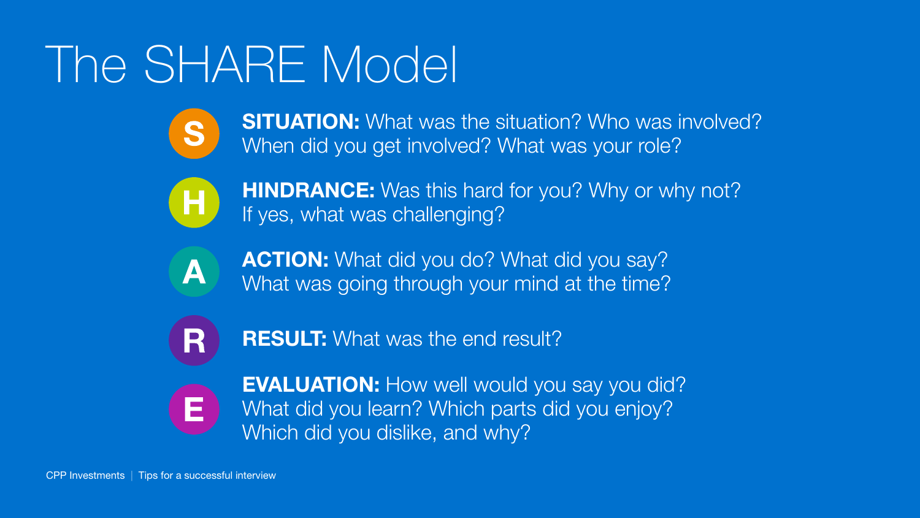# The SHARE Model

- **S** — **SITUATION:** What was the situation? Who was involved? When did you get involved? What was your role?
- **H** — **HINDRANCE:** Was this hard for you? Why or why not? If yes, what was challenging?
- **A** — **ACTION:** What did you do? What did you say? What was going through your mind at the time?
- **R** — **RESULT:** What was the end result?
- **E** — **EVALUATION:** How well would you say you did? What did you learn? Which parts did you enjoy? Which did you dislike, and why?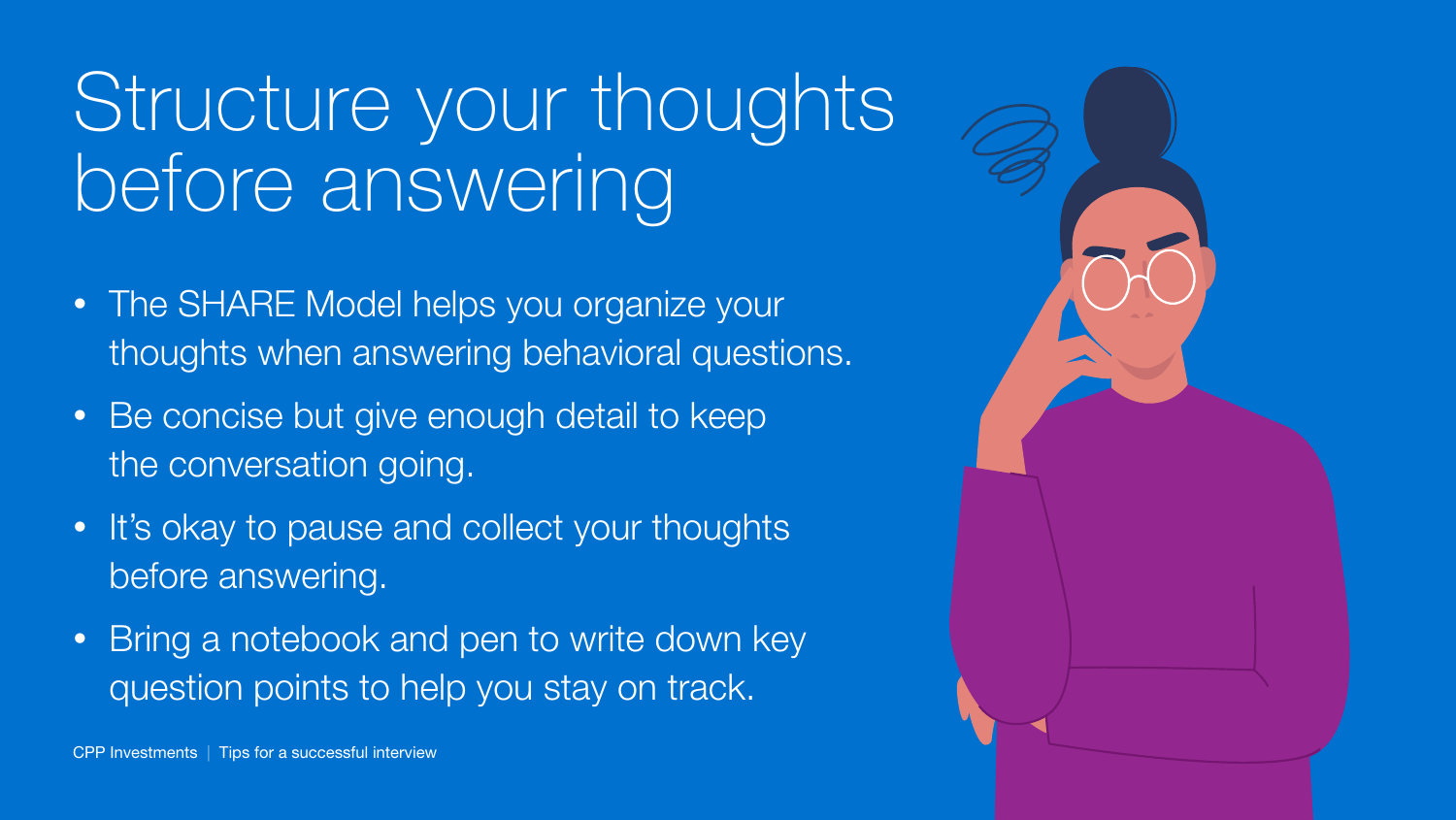# Structure your thoughts before answering

- The SHARE Model helps you organize your thoughts when answering behavioral questions.
- Be concise but give enough detail to keep the conversation going.
- It's okay to pause and collect your thoughts before answering.
- Bring a notebook and pen to write down key question points to help you stay on track.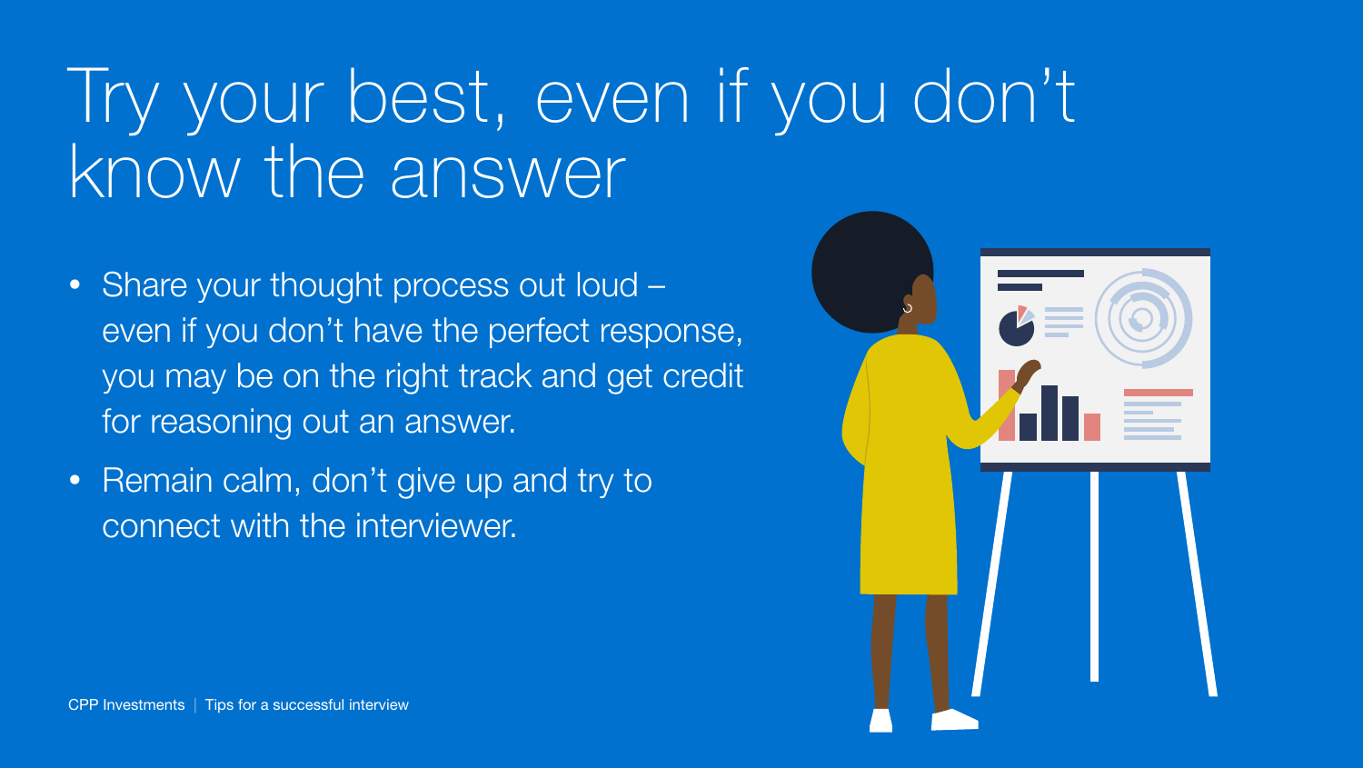# Try your best, even if you don't know the answer

- Share your thought process out loud – even if you don't have the perfect response, you may be on the right track and get credit for reasoning out an answer.
- Remain calm, don't give up and try to connect with the interviewer.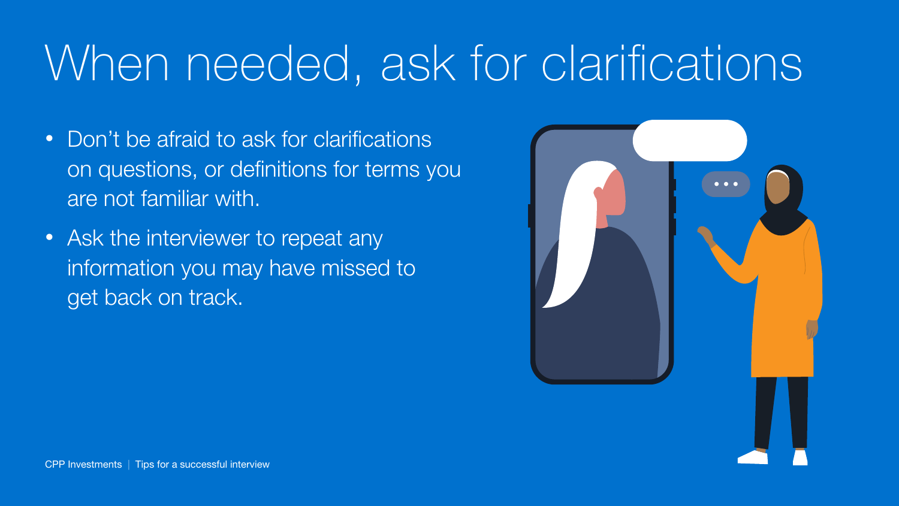# When needed, ask for clarifications

- Don't be afraid to ask for clarifications on questions, or definitions for terms you are not familiar with.
- Ask the interviewer to repeat any information you may have missed to get back on track.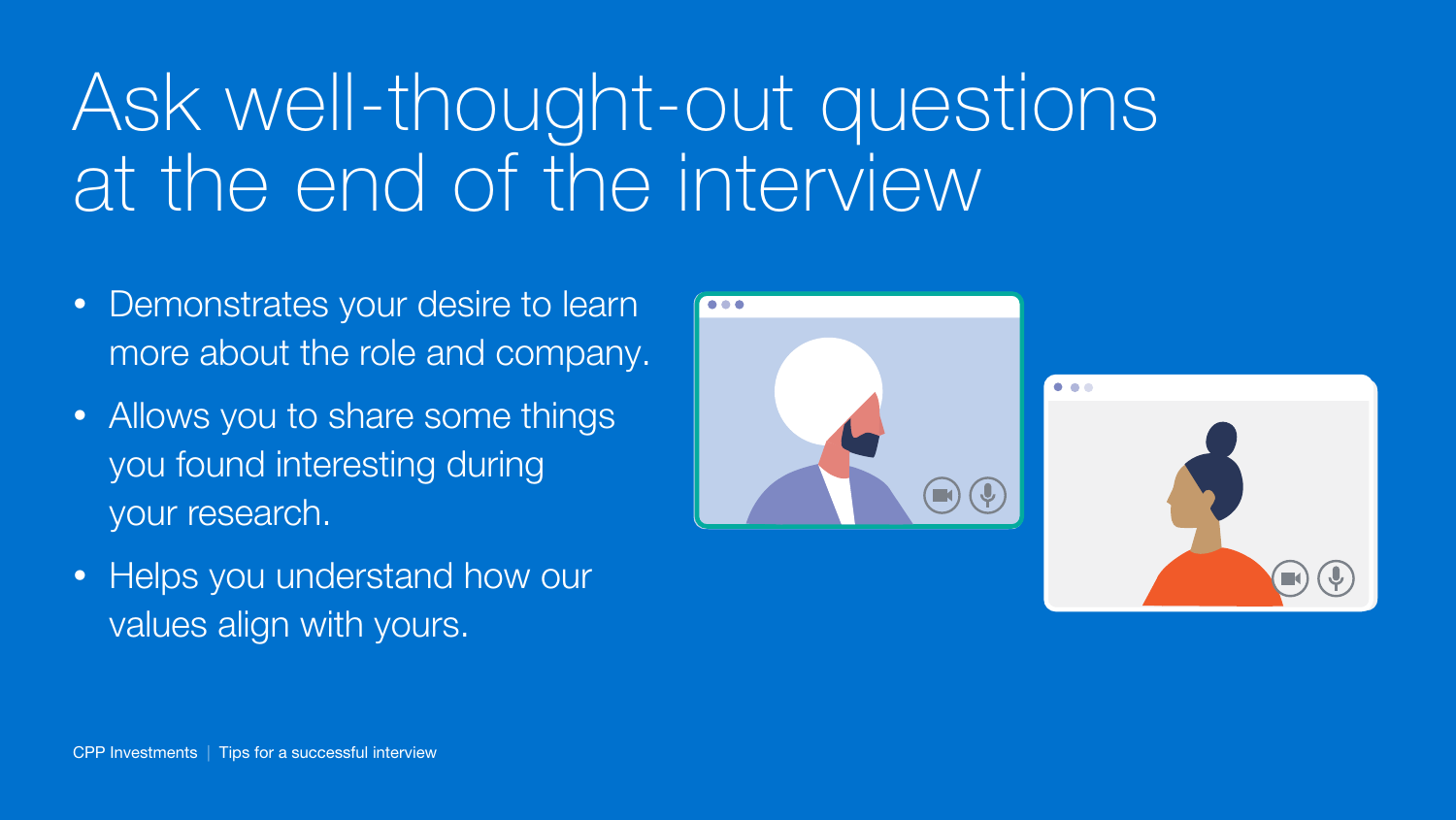# Ask well-thought-out questions at the end of the interview

- Demonstrates your desire to learn more about the role and company.
- Allows you to share some things you found interesting during your research.
- Helps you understand how our values align with yours.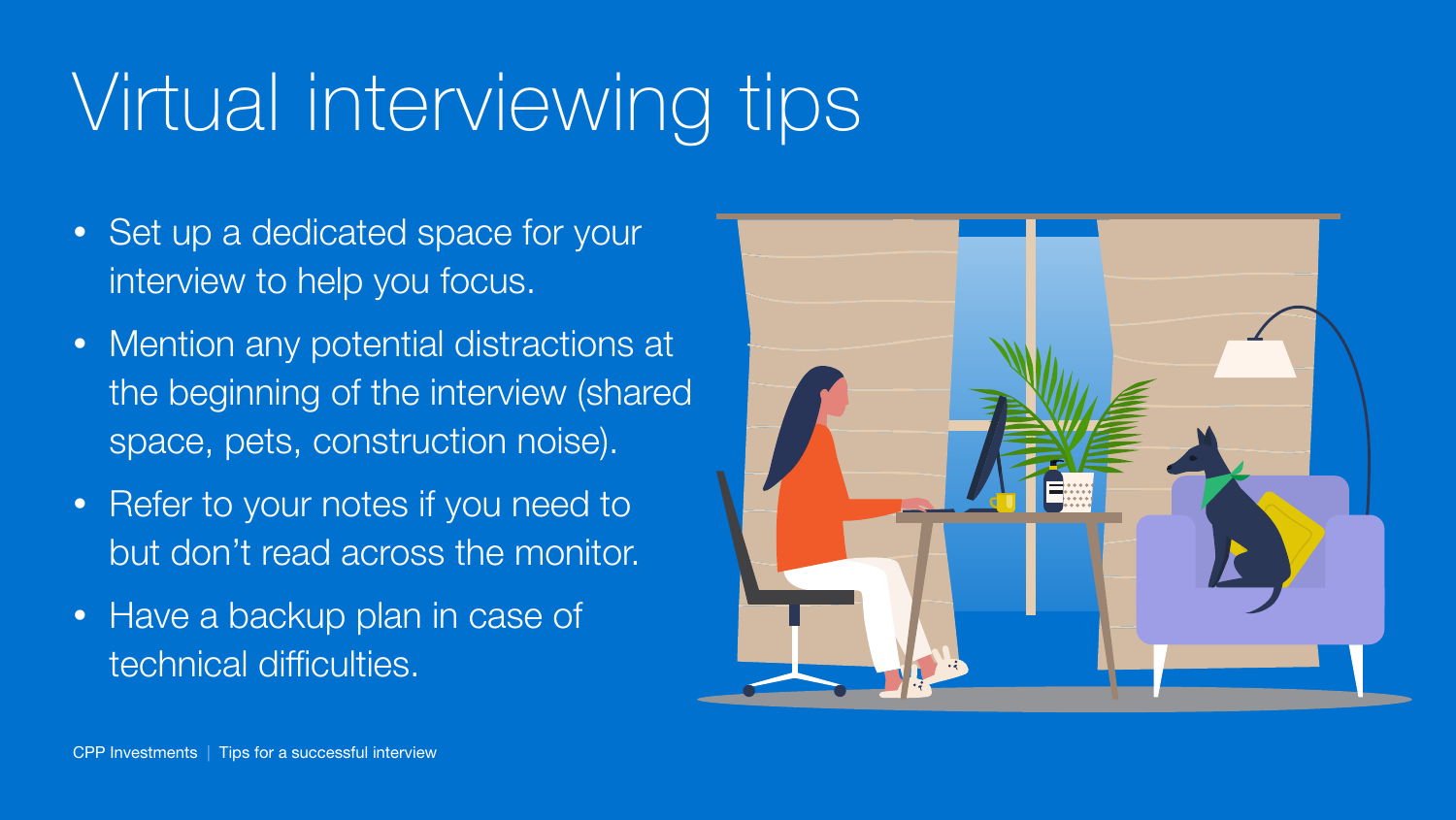# Virtual interviewing tips

- Set up a dedicated space for your interview to help you focus.
- Mention any potential distractions at the beginning of the interview (shared space, pets, construction noise).
- Refer to your notes if you need to but don't read across the monitor.
- Have a backup plan in case of technical difficulties.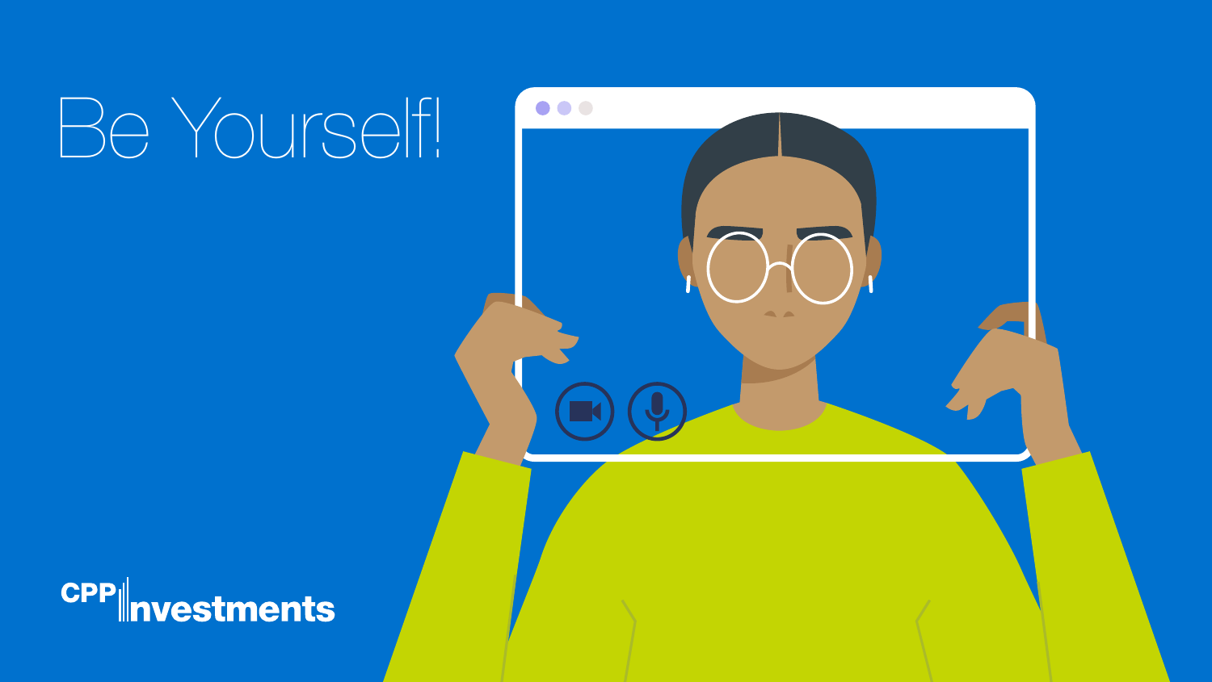# Be Yourself!

CPP Investments